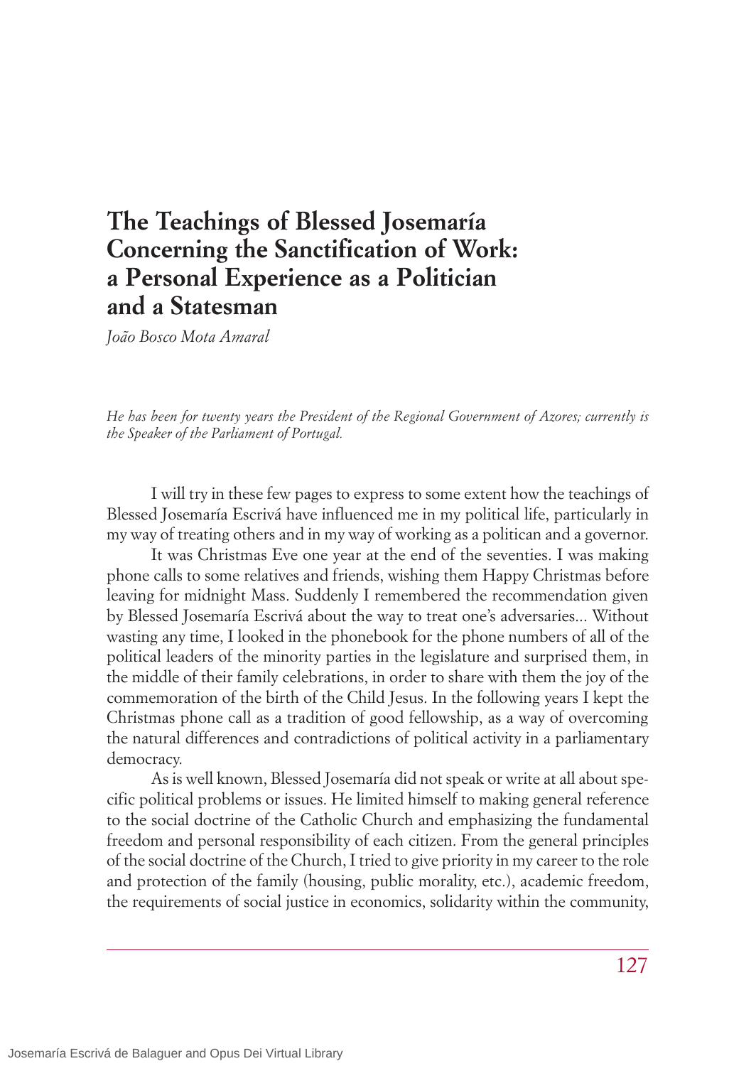# The Teachings of Blessed Josemaría Concerning the Sanctification of Work: a Personal Experience as a Politician and a Statesman

*João Bosco Mota Amaral*

*He has been for twenty years the President of the Regional Government of Azores; currently is the Speaker of the Parliament of Portugal.*

I will try in these few pages to express to some extent how the teachings of Blessed Josemaría Escrivá have influenced me in my political life, particularly in my way of treating others and in my way of working as a politican and a governor.

It was Christmas Eve one year at the end of the seventies. I was making phone calls to some relatives and friends, wishing them Happy Christmas before leaving for midnight Mass. Suddenly I remembered the recommendation given by Blessed Josemaría Escrivá about the way to treat one's adversaries... Without wasting any time, I looked in the phonebook for the phone numbers of all of the political leaders of the minority parties in the legislature and surprised them, in the middle of their family celebrations, in order to share with them the joy of the commemoration of the birth of the Child Jesus. In the following years I kept the Christmas phone call as a tradition of good fellowship, as a way of overcoming the natural differences and contradictions of political activity in a parliamentary democracy.

As is well known, Blessed Josemaría did not speak or write at all about specific political problems or issues. He limited himself to making general reference to the social doctrine of the Catholic Church and emphasizing the fundamental freedom and personal responsibility of each citizen. From the general principles of the social doctrine of the Church, I tried to give priority in my career to the role and protection of the family (housing, public morality, etc.), academic freedom, the requirements of social justice in economics, solidarity within the community,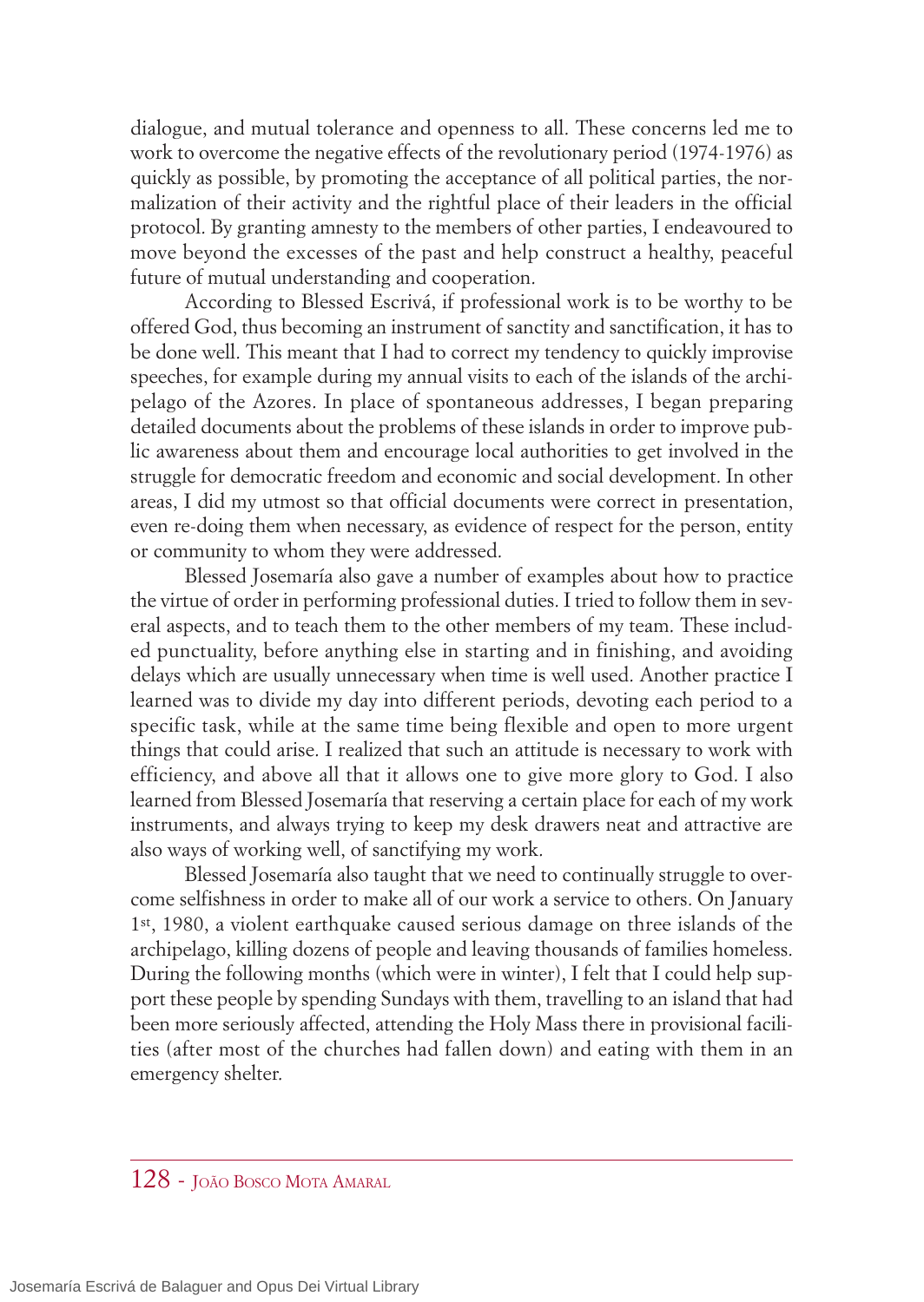dialogue, and mutual tolerance and openness to all. These concerns led me to work to overcome the negative effects of the revolutionary period (1974-1976) as quickly as possible, by promoting the acceptance of all political parties, the normalization of their activity and the rightful place of their leaders in the official protocol. By granting amnesty to the members of other parties, I endeavoured to move beyond the excesses of the past and help construct a healthy, peaceful future of mutual understanding and cooperation.

According to Blessed Escrivá, if professional work is to be worthy to be offered God, thus becoming an instrument of sanctity and sanctification, it has to be done well. This meant that I had to correct my tendency to quickly improvise speeches, for example during my annual visits to each of the islands of the archipelago of the Azores. In place of spontaneous addresses, I began preparing detailed documents about the problems of these islands in order to improve public awareness about them and encourage local authorities to get involved in the struggle for democratic freedom and economic and social development. In other areas, I did my utmost so that official documents were correct in presentation, even re-doing them when necessary, as evidence of respect for the person, entity or community to whom they were addressed.

Blessed Josemaría also gave a number of examples about how to practice the virtue of order in performing professional duties. I tried to follow them in several aspects, and to teach them to the other members of my team. These included punctuality, before anything else in starting and in finishing, and avoiding delays which are usually unnecessary when time is well used. Another practice I learned was to divide my day into different periods, devoting each period to a specific task, while at the same time being flexible and open to more urgent things that could arise. I realized that such an attitude is necessary to work with efficiency, and above all that it allows one to give more glory to God. I also learned from Blessed Josemaría that reserving a certain place for each of my work instruments, and always trying to keep my desk drawers neat and attractive are also ways of working well, of sanctifying my work.

Blessed Josemaría also taught that we need to continually struggle to overcome selfishness in order to make all of our work a service to others. On January 1st, 1980, a violent earthquake caused serious damage on three islands of the archipelago, killing dozens of people and leaving thousands of families homeless. During the following months (which were in winter), I felt that I could help support these people by spending Sundays with them, travelling to an island that had been more seriously affected, attending the Holy Mass there in provisional facilities (after most of the churches had fallen down) and eating with them in an emergency shelter.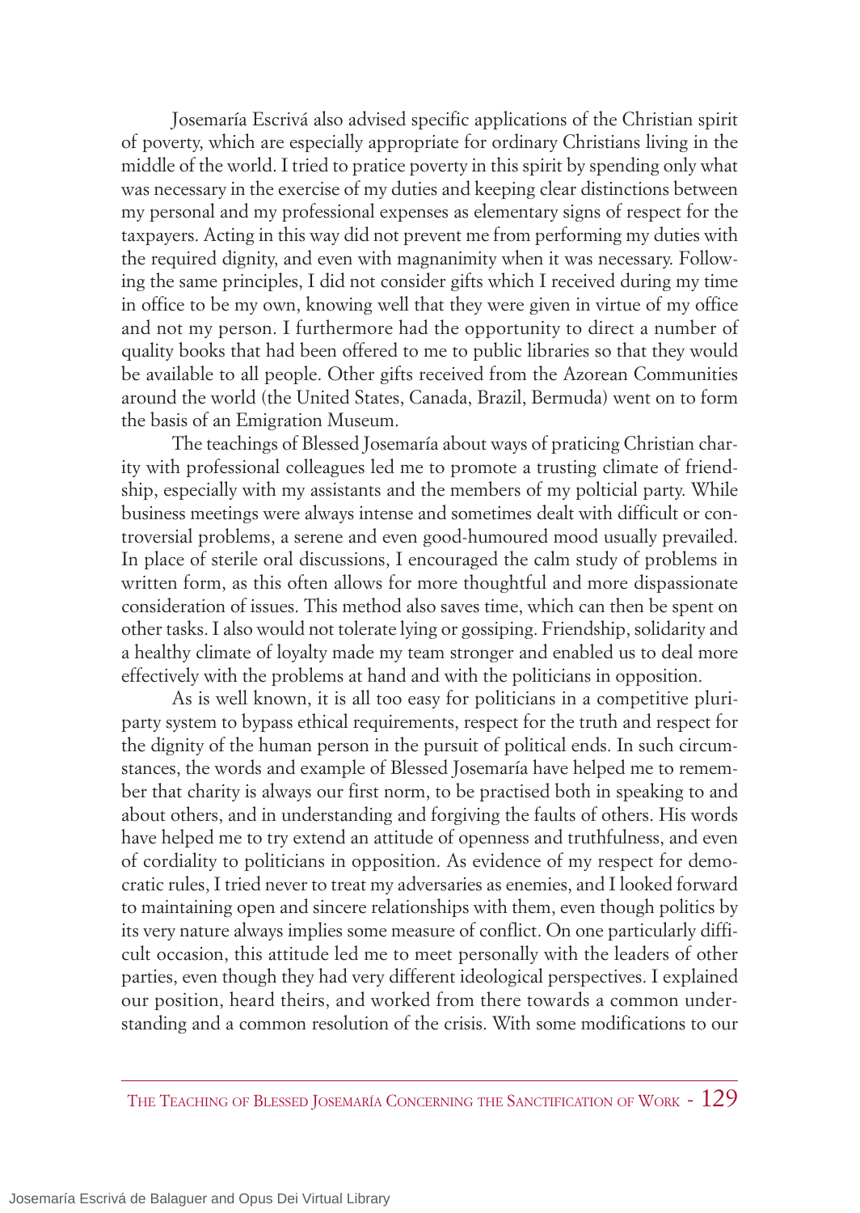Josemaría Escrivá also advised specific applications of the Christian spirit of poverty, which are especially appropriate for ordinary Christians living in the middle of the world. I tried to pratice poverty in this spirit by spending only what was necessary in the exercise of my duties and keeping clear distinctions between my personal and my professional expenses as elementary signs of respect for the taxpayers. Acting in this way did not prevent me from performing my duties with the required dignity, and even with magnanimity when it was necessary. Following the same principles, I did not consider gifts which I received during my time in office to be my own, knowing well that they were given in virtue of my office and not my person. I furthermore had the opportunity to direct a number of quality books that had been offered to me to public libraries so that they would be available to all people. Other gifts received from the Azorean Communities around the world (the United States, Canada, Brazil, Bermuda) went on to form the basis of an Emigration Museum.

The teachings of Blessed Josemaría about ways of praticing Christian charity with professional colleagues led me to promote a trusting climate of friendship, especially with my assistants and the members of my polticial party. While business meetings were always intense and sometimes dealt with difficult or controversial problems, a serene and even good-humoured mood usually prevailed. In place of sterile oral discussions, I encouraged the calm study of problems in written form, as this often allows for more thoughtful and more dispassionate consideration of issues. This method also saves time, which can then be spent on other tasks. I also would not tolerate lying or gossiping. Friendship, solidarity and a healthy climate of loyalty made my team stronger and enabled us to deal more effectively with the problems at hand and with the politicians in opposition.

As is well known, it is all too easy for politicians in a competitive pluriparty system to bypass ethical requirements, respect for the truth and respect for the dignity of the human person in the pursuit of political ends. In such circumstances, the words and example of Blessed Josemaría have helped me to remember that charity is always our first norm, to be practised both in speaking to and about others, and in understanding and forgiving the faults of others. His words have helped me to try extend an attitude of openness and truthfulness, and even of cordiality to politicians in opposition. As evidence of my respect for democratic rules, I tried never to treat my adversaries as enemies, and I looked forward to maintaining open and sincere relationships with them, even though politics by its very nature always implies some measure of conflict. On one particularly difficult occasion, this attitude led me to meet personally with the leaders of other parties, even though they had very different ideological perspectives. I explained our position, heard theirs, and worked from there towards a common understanding and a common resolution of the crisis. With some modifications to our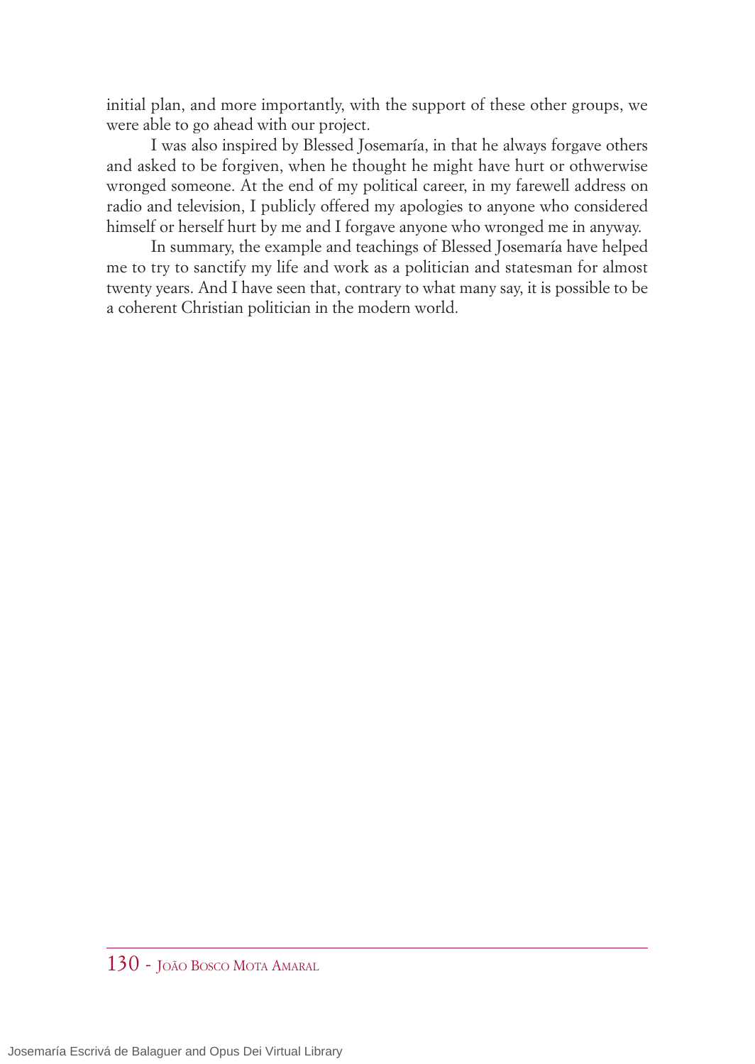initial plan, and more importantly, with the support of these other groups, we were able to go ahead with our project.

I was also inspired by Blessed Josemaría, in that he always forgave others and asked to be forgiven, when he thought he might have hurt or othwerwise wronged someone. At the end of my political career, in my farewell address on radio and television, I publicly offered my apologies to anyone who considered himself or herself hurt by me and I forgave anyone who wronged me in anyway.

In summary, the example and teachings of Blessed Josemaría have helped me to try to sanctify my life and work as a politician and statesman for almost twenty years. And I have seen that, contrary to what many say, it is possible to be a coherent Christian politician in the modern world.